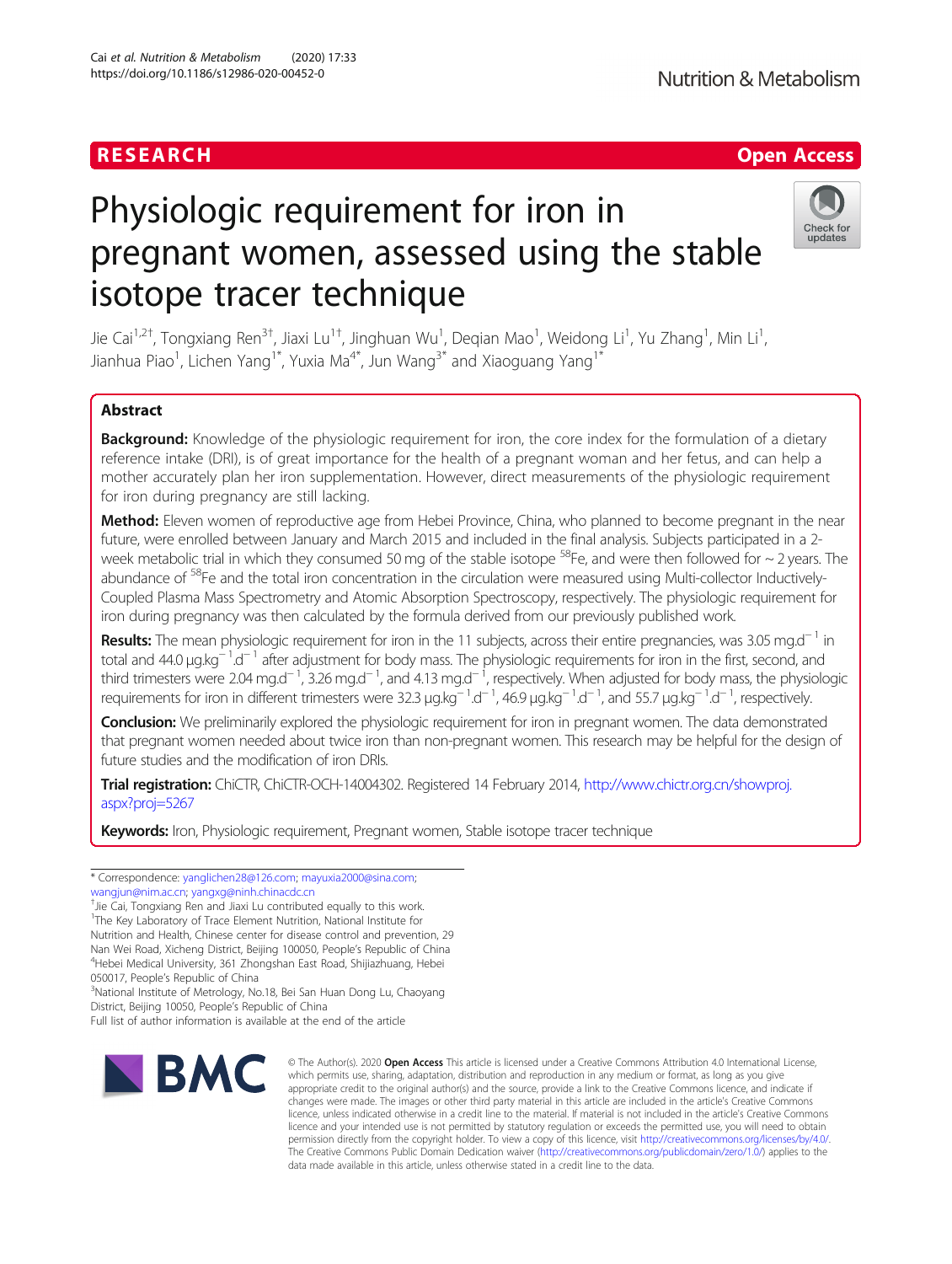RESEARCH

Open Access

# Physiologic requirement for iron in pregnant women, assessed using the stable isotope tracer technique

Jie Cai[1,2†], Tongxiang Ren[3†], Jiaxi Lu[1†], Jinghuan Wu[1], Deqian Mao[1], Weidong Li[1], Yu Zhang[1], Min Li[1], Jianhua Piao[1], Lichen Yang[1*], Yuxia Ma[4*], Jun Wang[3*] and Xiaoguang Yang[1*]

## Abstract

**Background:** Knowledge of the physiologic requirement for iron, the core index for the formulation of a dietary reference intake (DRI), is of great importance for the health of a pregnant woman and her fetus, and can help a mother accurately plan her iron supplementation. However, direct measurements of the physiologic requirement for iron during pregnancy are still lacking.

**Method:** Eleven women of reproductive age from Hebei Province, China, who planned to become pregnant in the near future, were enrolled between January and March 2015 and included in the final analysis. Subjects participated in a 2-week metabolic trial in which they consumed 50 mg of the stable isotope $^{58}$Fe, and were then followed for ~ 2 years. The abundance of $^{58}$Fe and the total iron concentration in the circulation were measured using Multi-collector Inductively-Coupled Plasma Mass Spectrometry and Atomic Absorption Spectroscopy, respectively. The physiologic requirement for iron during pregnancy was then calculated by the formula derived from our previously published work.

**Results:** The mean physiologic requirement for iron in the 11 subjects, across their entire pregnancies, was 3.05 $mg.d^{-1}$ in total and 44.0 $\mu g.kg^{-1}.d^{-1}$ after adjustment for body mass. The physiologic requirements for iron in the first, second, and third trimesters were 2.04 $mg.d^{-1}$, 3.26 $mg.d^{-1}$, and 4.13 $mg.d^{-1}$, respectively. When adjusted for body mass, the physiologic requirements for iron in different trimesters were 32.3 $\mu g.kg^{-1}.d^{-1}$, 46.9 $\mu g.kg^{-1}.d^{-1}$, and 55.7 $\mu g.kg^{-1}.d^{-1}$, respectively.

**Conclusion:** We preliminarily explored the physiologic requirement for iron in pregnant women. The data demonstrated that pregnant women needed about twice iron than non-pregnant women. This research may be helpful for the design of future studies and the modification of iron DRIs.

**Trial registration:** ChiCTR, ChiCTR-OCH-14004302. Registered 14 February 2014, http://www.chictr.org.cn/showproj.aspx?proj=5267

**Keywords:** Iron, Physiologic requirement, Pregnant women, Stable isotope tracer technique

---

* Correspondence: yanglichen28@126.com; mayuxia2000@sina.com; wangjun@nim.ac.cn; yangxg@ninh.chinacdc.cn

†Jie Cai, Tongxiang Ren and Jiaxi Lu contributed equally to this work.

[1]The Key Laboratory of Trace Element Nutrition, National Institute for Nutrition and Health, Chinese center for disease control and prevention, 29 Nan Wei Road, Xicheng District, Beijing 100050, People's Republic of China

[4]Hebei Medical University, 361 Zhongshan East Road, Shijiazhuang, Hebei 050017, People's Republic of China

[3]National Institute of Metrology, No.18, Bei San Huan Dong Lu, Chaoyang District, Beijing 10050, People's Republic of China

Full list of author information is available at the end of the article

© The Author(s). 2020 **Open Access** This article is licensed under a Creative Commons Attribution 4.0 International License, which permits use, sharing, adaptation, distribution and reproduction in any medium or format, as long as you give appropriate credit to the original author(s) and the source, provide a link to the Creative Commons licence, and indicate if changes were made. The images or other third party material in this article are included in the article's Creative Commons licence, unless indicated otherwise in a credit line to the material. If material is not included in the article's Creative Commons licence and your intended use is not permitted by statutory regulation or exceeds the permitted use, you will need to obtain permission directly from the copyright holder. To view a copy of this licence, visit http://creativecommons.org/licenses/by/4.0/. The Creative Commons Public Domain Dedication waiver (http://creativecommons.org/publicdomain/zero/1.0/) applies to the data made available in this article, unless otherwise stated in a credit line to the data.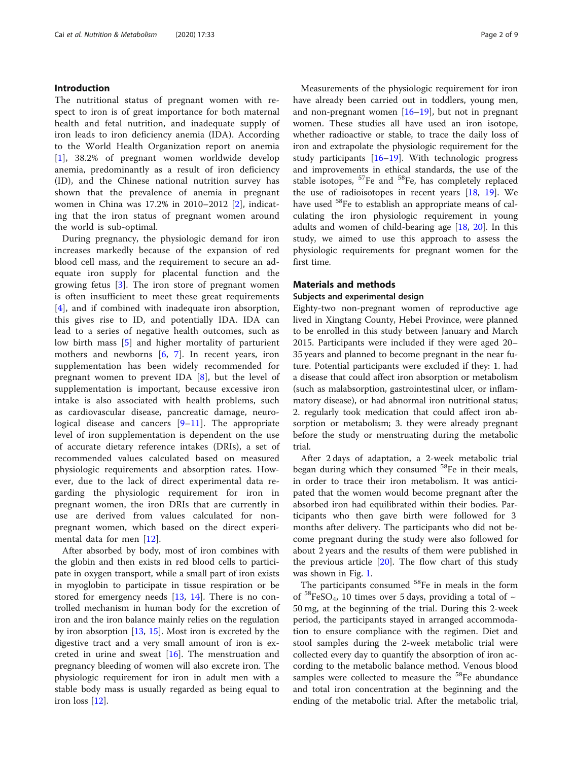## Introduction

The nutritional status of pregnant women with respect to iron is of great importance for both maternal health and fetal nutrition, and inadequate supply of iron leads to iron deficiency anemia (IDA). According to the World Health Organization report on anemia [1], 38.2% of pregnant women worldwide develop anemia, predominantly as a result of iron deficiency (ID), and the Chinese national nutrition survey has shown that the prevalence of anemia in pregnant women in China was 17.2% in 2010–2012 [2], indicating that the iron status of pregnant women around the world is sub-optimal.

During pregnancy, the physiologic demand for iron increases markedly because of the expansion of red blood cell mass, and the requirement to secure an adequate iron supply for placental function and the growing fetus [3]. The iron store of pregnant women is often insufficient to meet these great requirements [4], and if combined with inadequate iron absorption, this gives rise to ID, and potentially IDA. IDA can lead to a series of negative health outcomes, such as low birth mass [5] and higher mortality of parturient mothers and newborns [6, 7]. In recent years, iron supplementation has been widely recommended for pregnant women to prevent IDA [8], but the level of supplementation is important, because excessive iron intake is also associated with health problems, such as cardiovascular disease, pancreatic damage, neurological disease and cancers [9–11]. The appropriate level of iron supplementation is dependent on the use of accurate dietary reference intakes (DRIs), a set of recommended values calculated based on measured physiologic requirements and absorption rates. However, due to the lack of direct experimental data regarding the physiologic requirement for iron in pregnant women, the iron DRIs that are currently in use are derived from values calculated for non-pregnant women, which based on the direct experimental data for men [12].

After absorbed by body, most of iron combines with the globin and then exists in red blood cells to participate in oxygen transport, while a small part of iron exists in myoglobin to participate in tissue respiration or be stored for emergency needs [13, 14]. There is no controlled mechanism in human body for the excretion of iron and the iron balance mainly relies on the regulation by iron absorption [13, 15]. Most iron is excreted by the digestive tract and a very small amount of iron is excreted in urine and sweat [16]. The menstruation and pregnancy bleeding of women will also excrete iron. The physiologic requirement for iron in adult men with a stable body mass is usually regarded as being equal to iron loss [12].

Measurements of the physiologic requirement for iron have already been carried out in toddlers, young men, and non-pregnant women [16–19], but not in pregnant women. These studies all have used an iron isotope, whether radioactive or stable, to trace the daily loss of iron and extrapolate the physiologic requirement for the study participants [16–19]. With technologic progress and improvements in ethical standards, the use of the stable isotopes, $^{57}$Fe and $^{58}$Fe, has completely replaced the use of radioisotopes in recent years [18, 19]. We have used $^{58}$Fe to establish an appropriate means of calculating the iron physiologic requirement in young adults and women of child-bearing age [18, 20]. In this study, we aimed to use this approach to assess the physiologic requirements for pregnant women for the first time.

## Materials and methods

### Subjects and experimental design

Eighty-two non-pregnant women of reproductive age lived in Xingtang County, Hebei Province, were planned to be enrolled in this study between January and March 2015. Participants were included if they were aged 20–35 years and planned to become pregnant in the near future. Potential participants were excluded if they: 1. had a disease that could affect iron absorption or metabolism (such as malabsorption, gastrointestinal ulcer, or inflammatory disease), or had abnormal iron nutritional status; 2. regularly took medication that could affect iron absorption or metabolism; 3. they were already pregnant before the study or menstruating during the metabolic trial.

After 2 days of adaptation, a 2-week metabolic trial began during which they consumed $^{58}$Fe in their meals, in order to trace their iron metabolism. It was anticipated that the women would become pregnant after the absorbed iron had equilibrated within their bodies. Participants who then gave birth were followed for 3 months after delivery. The participants who did not become pregnant during the study were also followed for about 2 years and the results of them were published in the previous article [20]. The flow chart of this study was shown in Fig. 1.

The participants consumed $^{58}$Fe in meals in the form of $^{58}FeSO_4$, 10 times over 5 days, providing a total of ~ 50 mg, at the beginning of the trial. During this 2-week period, the participants stayed in arranged accommodation to ensure compliance with the regimen. Diet and stool samples during the 2-week metabolic trial were collected every day to quantify the absorption of iron according to the metabolic balance method. Venous blood samples were collected to measure the $^{58}$Fe abundance and total iron concentration at the beginning and the ending of the metabolic trial. After the metabolic trial,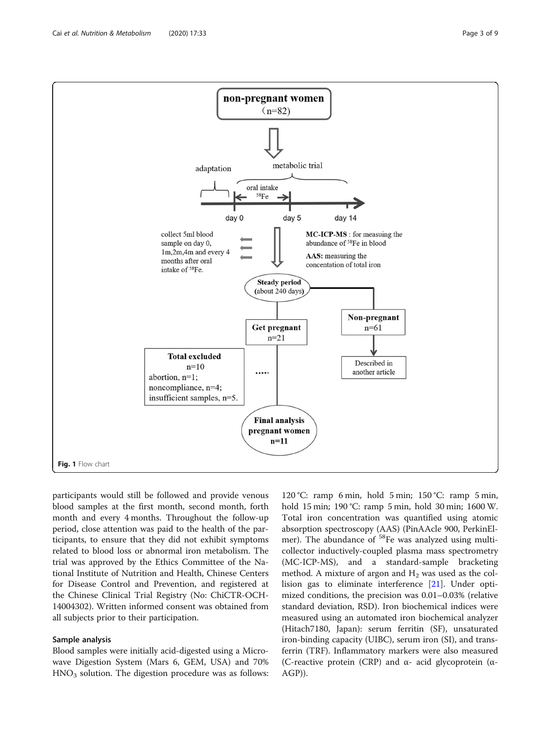Fig. 1 Flow chart

participants would still be followed and provide venous blood samples at the first month, second month, forth month and every 4 months. Throughout the follow-up period, close attention was paid to the health of the participants, to ensure that they did not exhibit symptoms related to blood loss or abnormal iron metabolism. The trial was approved by the Ethics Committee of the National Institute of Nutrition and Health, Chinese Centers for Disease Control and Prevention, and registered at the Chinese Clinical Trial Registry (No: ChiCTR-OCH-14004302). Written informed consent was obtained from all subjects prior to their participation.

## Sample analysis

Blood samples were initially acid-digested using a Microwave Digestion System (Mars 6, GEM, USA) and 70% $HNO_3$ solution. The digestion procedure was as follows: 120 °C: ramp 6 min, hold 5 min; 150 °C: ramp 5 min, hold 15 min; 190 °C: ramp 5 min, hold 30 min; 1600 W. Total iron concentration was quantified using atomic absorption spectroscopy (AAS) (PinAAcle 900, PerkinElmer). The abundance of $^{58}Fe$ was analyzed using multi-collector inductively-coupled plasma mass spectrometry (MC-ICP-MS), and a standard-sample bracketing method. A mixture of argon and $H_2$ was used as the collision gas to eliminate interference [21]. Under optimized conditions, the precision was 0.01–0.03% (relative standard deviation, RSD). Iron biochemical indices were measured using an automated iron biochemical analyzer (Hitach7180, Japan): serum ferritin (SF), unsaturated iron-binding capacity (UIBC), serum iron (SI), and transferrin (TRF). Inflammatory markers were also measured (C-reactive protein (CRP) and α- acid glycoprotein (α-AGP)).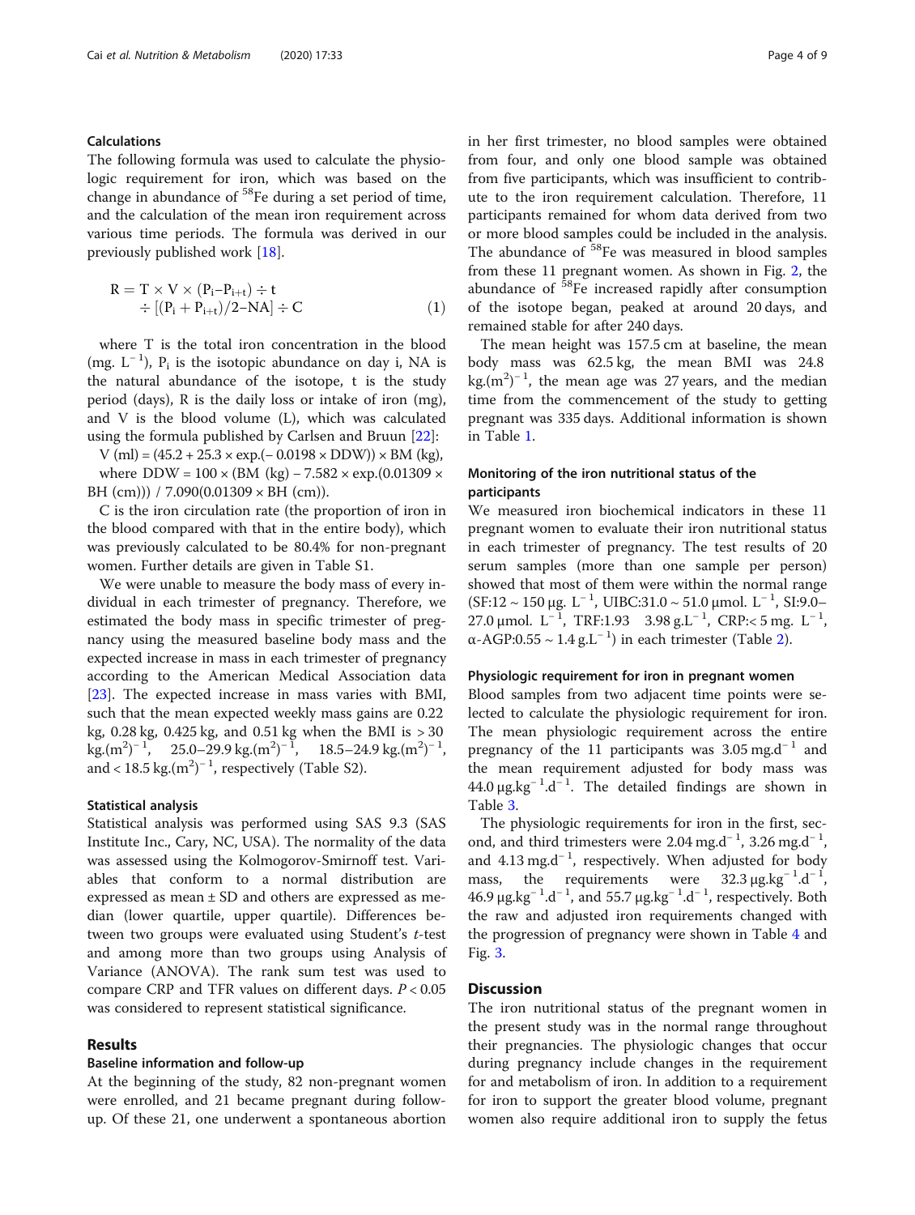### Calculations

The following formula was used to calculate the physiologic requirement for iron, which was based on the change in abundance of $^{58}$Fe during a set period of time, and the calculation of the mean iron requirement across various time periods. The formula was derived in our previously published work [18].

$$R = T \times V \times (P_i - P_{i+t}) \div t \div [(P_i + P_{i+t})/2 - NA] \div C \quad (1)$$

where T is the total iron concentration in the blood (mg. $L^{-1}$), $P_i$ is the isotopic abundance on day i, NA is the natural abundance of the isotope, t is the study period (days), R is the daily loss or intake of iron (mg), and V is the blood volume (L), which was calculated using the formula published by Carlsen and Bruun [22]:

V (ml) = (45.2 + 25.3 × exp.(− 0.0198 × DDW)) × BM (kg),

where DDW = 100 × (BM (kg) − 7.582 × exp.(0.01309 × BH (cm))) / 7.090(0.01309 × BH (cm)).

C is the iron circulation rate (the proportion of iron in the blood compared with that in the entire body), which was previously calculated to be 80.4% for non-pregnant women. Further details are given in Table S1.

We were unable to measure the body mass of every individual in each trimester of pregnancy. Therefore, we estimated the body mass in specific trimester of pregnancy using the measured baseline body mass and the expected increase in mass in each trimester of pregnancy according to the American Medical Association data [23]. The expected increase in mass varies with BMI, such that the mean expected weekly mass gains are 0.22 kg, 0.28 kg, 0.425 kg, and 0.51 kg when the BMI is > 30 kg.$(m^2)^{-1}$, 25.0–29.9 kg.$(m^2)^{-1}$, 18.5–24.9 kg.$(m^2)^{-1}$, and < 18.5 kg.$(m^2)^{-1}$, respectively (Table S2).

### Statistical analysis

Statistical analysis was performed using SAS 9.3 (SAS Institute Inc., Cary, NC, USA). The normality of the data was assessed using the Kolmogorov-Smirnoff test. Variables that conform to a normal distribution are expressed as mean ± SD and others are expressed as median (lower quartile, upper quartile). Differences between two groups were evaluated using Student's *t*-test and among more than two groups using Analysis of Variance (ANOVA). The rank sum test was used to compare CRP and TFR values on different days. $P < 0.05$ was considered to represent statistical significance.

## Results

### Baseline information and follow-up

At the beginning of the study, 82 non-pregnant women were enrolled, and 21 became pregnant during follow-up. Of these 21, one underwent a spontaneous abortion in her first trimester, no blood samples were obtained from four, and only one blood sample was obtained from five participants, which was insufficient to contribute to the iron requirement calculation. Therefore, 11 participants remained for whom data derived from two or more blood samples could be included in the analysis. The abundance of $^{58}$Fe was measured in blood samples from these 11 pregnant women. As shown in Fig. 2, the abundance of $^{58}$Fe increased rapidly after consumption of the isotope began, peaked at around 20 days, and remained stable for after 240 days.

The mean height was 157.5 cm at baseline, the mean body mass was 62.5 kg, the mean BMI was 24.8 kg.$(m^2)^{-1}$, the mean age was 27 years, and the median time from the commencement of the study to getting pregnant was 335 days. Additional information is shown in Table 1.

### Monitoring of the iron nutritional status of the participants

We measured iron biochemical indicators in these 11 pregnant women to evaluate their iron nutritional status in each trimester of pregnancy. The test results of 20 serum samples (more than one sample per person) showed that most of them were within the normal range (SF:12 ~ 150 μg. $L^{-1}$, UIBC:31.0 ~ 51.0 μmol. $L^{-1}$, SI:9.0–27.0 μmol. $L^{-1}$, TRF:1.93 3.98 g.$L^{-1}$, CRP:< 5 mg. $L^{-1}$, α-AGP:0.55 ~ 1.4 g.$L^{-1}$) in each trimester (Table 2).

### Physiologic requirement for iron in pregnant women

Blood samples from two adjacent time points were selected to calculate the physiologic requirement for iron. The mean physiologic requirement across the entire pregnancy of the 11 participants was 3.05 mg.$d^{-1}$ and the mean requirement adjusted for body mass was 44.0 μg.$kg^{-1}$.$d^{-1}$. The detailed findings are shown in Table 3.

The physiologic requirements for iron in the first, second, and third trimesters were 2.04 mg.$d^{-1}$, 3.26 mg.$d^{-1}$, and 4.13 mg.$d^{-1}$, respectively. When adjusted for body mass, the requirements were 32.3 μg.$kg^{-1}$.$d^{-1}$, 46.9 μg.$kg^{-1}$.$d^{-1}$, and 55.7 μg.$kg^{-1}$.$d^{-1}$, respectively. Both the raw and adjusted iron requirements changed with the progression of pregnancy were shown in Table 4 and Fig. 3.

## Discussion

The iron nutritional status of the pregnant women in the present study was in the normal range throughout their pregnancies. The physiologic changes that occur during pregnancy include changes in the requirement for and metabolism of iron. In addition to a requirement for iron to support the greater blood volume, pregnant women also require additional iron to supply the fetus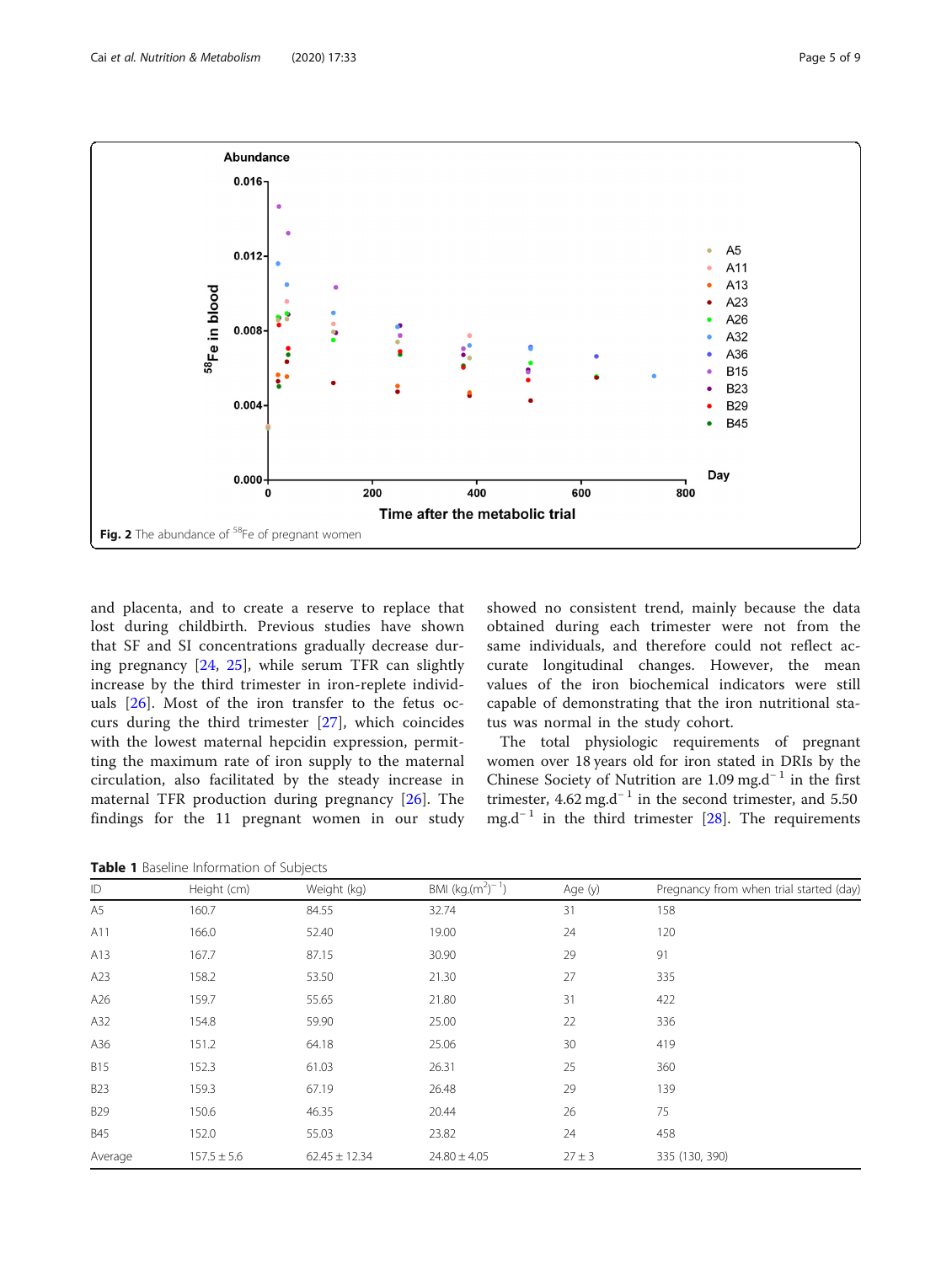Fig. 2 The abundance of $^{58}$Fe of pregnant women

and placenta, and to create a reserve to replace that lost during childbirth. Previous studies have shown that SF and SI concentrations gradually decrease during pregnancy [24, 25], while serum TFR can slightly increase by the third trimester in iron-replete individuals [26]. Most of the iron transfer to the fetus occurs during the third trimester [27], which coincides with the lowest maternal hepcidin expression, permitting the maximum rate of iron supply to the maternal circulation, also facilitated by the steady increase in maternal TFR production during pregnancy [26]. The findings for the 11 pregnant women in our study showed no consistent trend, mainly because the data obtained during each trimester were not from the same individuals, and therefore could not reflect accurate longitudinal changes. However, the mean values of the iron biochemical indicators were still capable of demonstrating that the iron nutritional status was normal in the study cohort.

The total physiologic requirements of pregnant women over 18 years old for iron stated in DRIs by the Chinese Society of Nutrition are 1.09 mg.d$^{-1}$ in the first trimester, 4.62 mg.d$^{-1}$ in the second trimester, and 5.50 mg.d$^{-1}$ in the third trimester [28]. The requirements

**Table 1** Baseline Information of Subjects

| ID | Height (cm) | Weight (kg) | BMI (kg.(m$^2$)$^{-1}$) | Age (y) | Pregnancy from when trial started (day) |
|---|---|---|---|---|---|
| A5 | 160.7 | 84.55 | 32.74 | 31 | 158 |
| A11 | 166.0 | 52.40 | 19.00 | 24 | 120 |
| A13 | 167.7 | 87.15 | 30.90 | 29 | 91 |
| A23 | 158.2 | 53.50 | 21.30 | 27 | 335 |
| A26 | 159.7 | 55.65 | 21.80 | 31 | 422 |
| A32 | 154.8 | 59.90 | 25.00 | 22 | 336 |
| A36 | 151.2 | 64.18 | 25.06 | 30 | 419 |
| B15 | 152.3 | 61.03 | 26.31 | 25 | 360 |
| B23 | 159.3 | 67.19 | 26.48 | 29 | 139 |
| B29 | 150.6 | 46.35 | 20.44 | 26 | 75 |
| B45 | 152.0 | 55.03 | 23.82 | 24 | 458 |
| Average | 157.5 ± 5.6 | 62.45 ± 12.34 | 24.80 ± 4.05 | 27 ± 3 | 335 (130, 390) |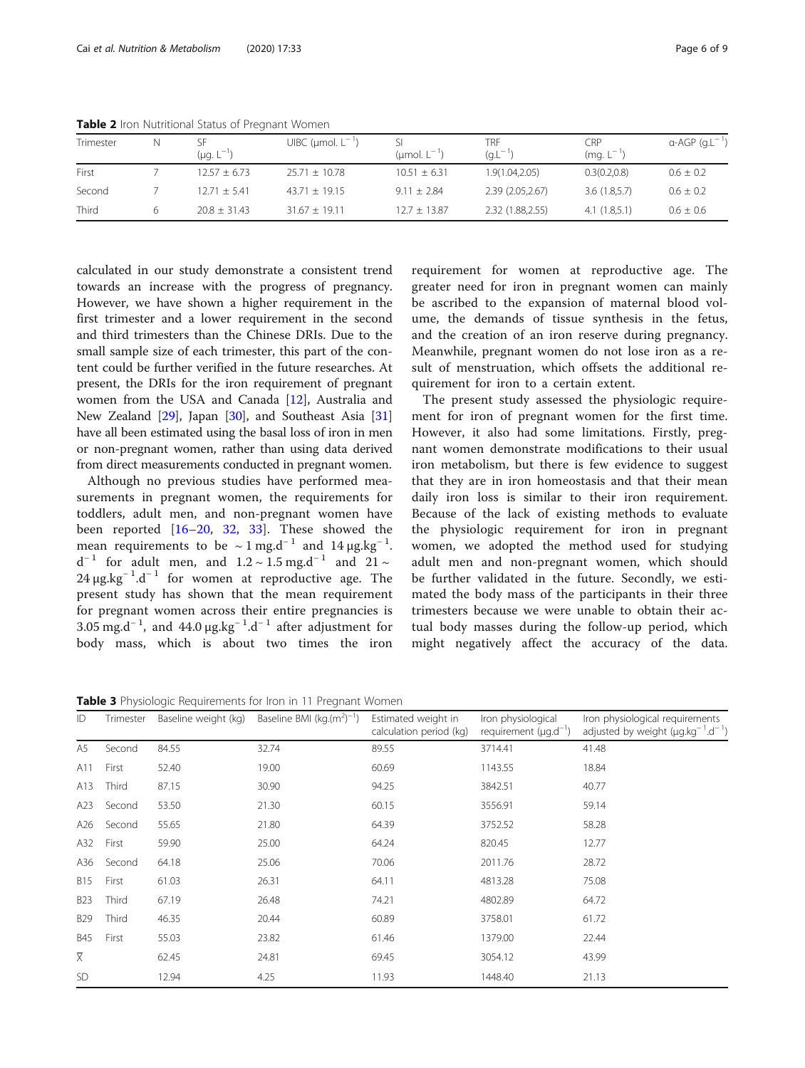**Table 2** Iron Nutritional Status of Pregnant Women

| Trimester | N | SF ($\mu g.L^{-1}$) | UIBC ($\mu mol.L^{-1}$) | SI ($\mu mol.L^{-1}$) | TRF ($g.L^{-1}$) | CRP ($mg.L^{-1}$) | α-AGP ($g.L^{-1}$) |
|---|---|---|---|---|---|---|---|
| First | 7 | 12.57 ± 6.73 | 25.71 ± 10.78 | 10.51 ± 6.31 | 1.9(1.04,2.05) | 0.3(0.2,0.8) | 0.6 ± 0.2 |
| Second | 7 | 12.71 ± 5.41 | 43.71 ± 19.15 | 9.11 ± 2.84 | 2.39 (2.05,2.67) | 3.6 (1.8,5.7) | 0.6 ± 0.2 |
| Third | 6 | 20.8 ± 31.43 | 31.67 ± 19.11 | 12.7 ± 13.87 | 2.32 (1.88,2.55) | 4.1 (1.8,5.1) | 0.6 ± 0.6 |

calculated in our study demonstrate a consistent trend towards an increase with the progress of pregnancy. However, we have shown a higher requirement in the first trimester and a lower requirement in the second and third trimesters than the Chinese DRIs. Due to the small sample size of each trimester, this part of the content could be further verified in the future researches. At present, the DRIs for the iron requirement of pregnant women from the USA and Canada [12], Australia and New Zealand [29], Japan [30], and Southeast Asia [31] have all been estimated using the basal loss of iron in men or non-pregnant women, rather than using data derived from direct measurements conducted in pregnant women.

Although no previous studies have performed measurements in pregnant women, the requirements for toddlers, adult men, and non-pregnant women have been reported [16–20, 32, 33]. These showed the mean requirements to be ~ 1 $mg.d^{-1}$ and 14 $\mu g.kg^{-1}.d^{-1}$ for adult men, and 1.2 ~ 1.5 $mg.d^{-1}$ and 21 ~ 24 $\mu g.kg^{-1}.d^{-1}$ for women at reproductive age. The present study has shown that the mean requirement for pregnant women across their entire pregnancies is 3.05 $mg.d^{-1}$, and 44.0 $\mu g.kg^{-1}.d^{-1}$ after adjustment for body mass, which is about two times the iron requirement for women at reproductive age. The greater need for iron in pregnant women can mainly be ascribed to the expansion of maternal blood volume, the demands of tissue synthesis in the fetus, and the creation of an iron reserve during pregnancy. Meanwhile, pregnant women do not lose iron as a result of menstruation, which offsets the additional requirement for iron to a certain extent.

The present study assessed the physiologic requirement for iron of pregnant women for the first time. However, it also had some limitations. Firstly, pregnant women demonstrate modifications to their usual iron metabolism, but there is few evidence to suggest that they are in iron homeostasis and that their mean daily iron loss is similar to their iron requirement. Because of the lack of existing methods to evaluate the physiologic requirement for iron in pregnant women, we adopted the method used for studying adult men and non-pregnant women, which should be further validated in the future. Secondly, we estimated the body mass of the participants in their three trimesters because we were unable to obtain their actual body masses during the follow-up period, which might negatively affect the accuracy of the data.

**Table 3** Physiologic Requirements for Iron in 11 Pregnant Women

| ID | Trimester | Baseline weight (kg) | Baseline BMI ($kg.(m^2)^{-1}$) | Estimated weight in calculation period (kg) | Iron physiological requirement ($\mu g.d^{-1}$) | Iron physiological requirements adjusted by weight ($\mu g.kg^{-1}.d^{-1}$) |
|---|---|---|---|---|---|---|
| A5 | Second | 84.55 | 32.74 | 89.55 | 3714.41 | 41.48 |
| A11 | First | 52.40 | 19.00 | 60.69 | 1143.55 | 18.84 |
| A13 | Third | 87.15 | 30.90 | 94.25 | 3842.51 | 40.77 |
| A23 | Second | 53.50 | 21.30 | 60.15 | 3556.91 | 59.14 |
| A26 | Second | 55.65 | 21.80 | 64.39 | 3752.52 | 58.28 |
| A32 | First | 59.90 | 25.00 | 64.24 | 820.45 | 12.77 |
| A36 | Second | 64.18 | 25.06 | 70.06 | 2011.76 | 28.72 |
| B15 | First | 61.03 | 26.31 | 64.11 | 4813.28 | 75.08 |
| B23 | Third | 67.19 | 26.48 | 74.21 | 4802.89 | 64.72 |
| B29 | Third | 46.35 | 20.44 | 60.89 | 3758.01 | 61.72 |
| B45 | First | 55.03 | 23.82 | 61.46 | 1379.00 | 22.44 |
| $\bar{X}$ | | 62.45 | 24.81 | 69.45 | 3054.12 | 43.99 |
| SD | | 12.94 | 4.25 | 11.93 | 1448.40 | 21.13 |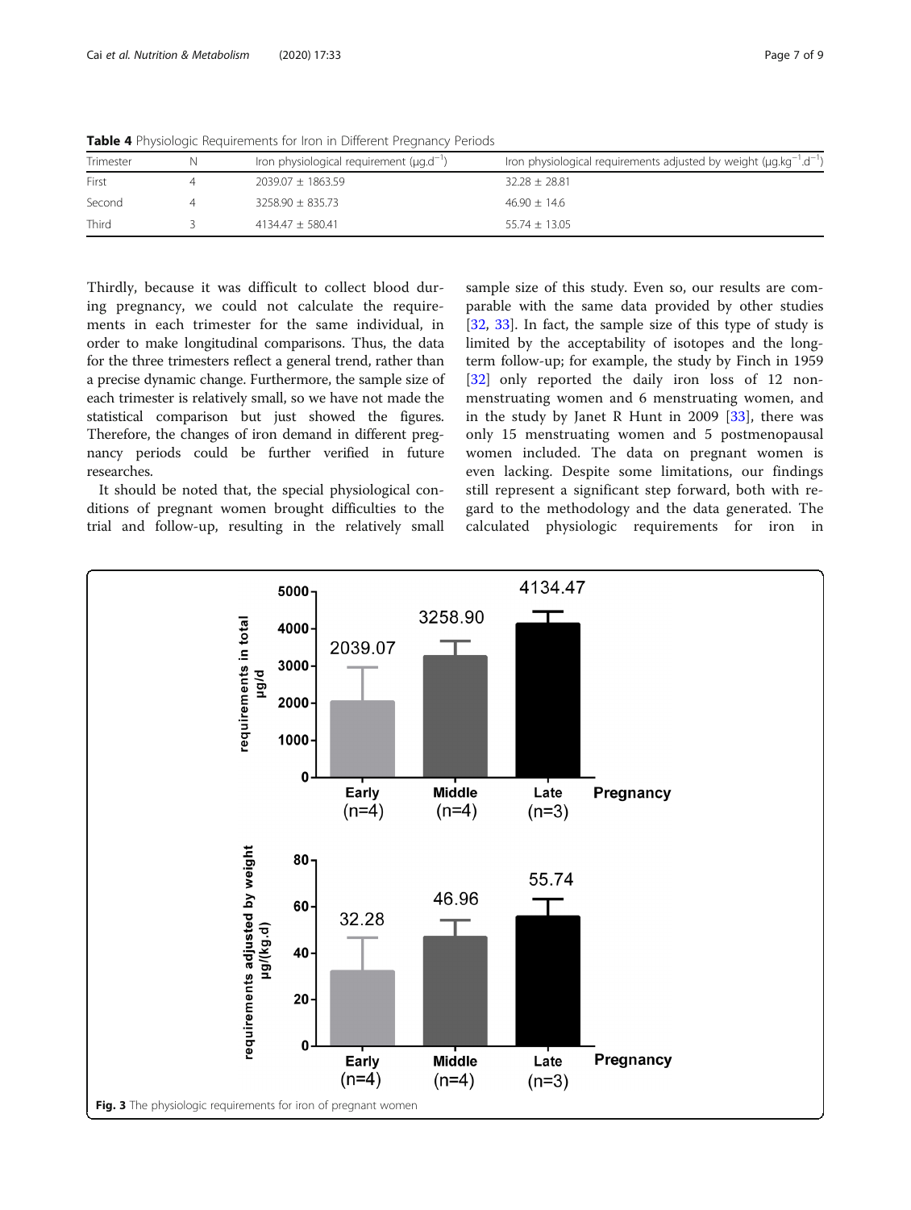**Table 4** Physiologic Requirements for Iron in Different Pregnancy Periods

| Trimester | N | Iron physiological requirement (μg.d$^{-1}$) | Iron physiological requirements adjusted by weight (μg.kg$^{-1}$.d$^{-1}$) |
|---|---|---|---|
| First | 4 | 2039.07 ± 1863.59 | 32.28 ± 28.81 |
| Second | 4 | 3258.90 ± 835.73 | 46.90 ± 14.6 |
| Third | 3 | 4134.47 ± 580.41 | 55.74 ± 13.05 |

Thirdly, because it was difficult to collect blood during pregnancy, we could not calculate the requirements in each trimester for the same individual, in order to make longitudinal comparisons. Thus, the data for the three trimesters reflect a general trend, rather than a precise dynamic change. Furthermore, the sample size of each trimester is relatively small, so we have not made the statistical comparison but just showed the figures. Therefore, the changes of iron demand in different pregnancy periods could be further verified in future researches.

It should be noted that, the special physiological conditions of pregnant women brought difficulties to the trial and follow-up, resulting in the relatively small sample size of this study. Even so, our results are comparable with the same data provided by other studies [32, 33]. In fact, the sample size of this type of study is limited by the acceptability of isotopes and the long-term follow-up; for example, the study by Finch in 1959 [32] only reported the daily iron loss of 12 non-menstruating women and 6 menstruating women, and in the study by Janet R Hunt in 2009 [33], there was only 15 menstruating women and 5 postmenopausal women included. The data on pregnant women is even lacking. Despite some limitations, our findings still represent a significant step forward, both with regard to the methodology and the data generated. The calculated physiologic requirements for iron in

**Fig. 3** The physiologic requirements for iron of pregnant women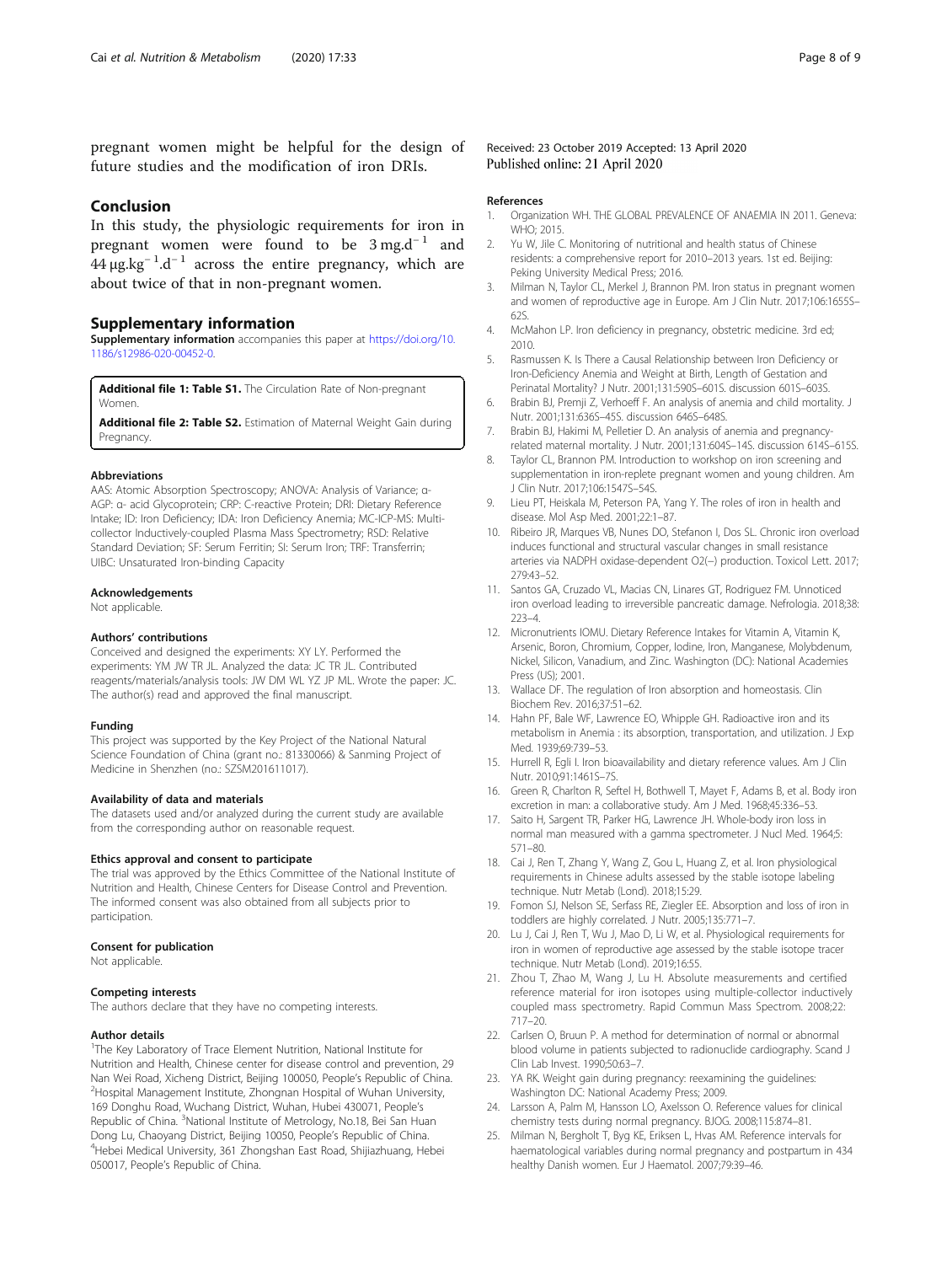pregnant women might be helpful for the design of future studies and the modification of iron DRIs.

## Conclusion

In this study, the physiologic requirements for iron in pregnant women were found to be $3\,mg.d^{-1}$ and $44\,\mu g.kg^{-1}.d^{-1}$ across the entire pregnancy, which are about twice of that in non-pregnant women.

## Supplementary information

**Supplementary information** accompanies this paper at https://doi.org/10.1186/s12986-020-00452-0.

**Additional file 1: Table S1.** The Circulation Rate of Non-pregnant Women.

**Additional file 2: Table S2.** Estimation of Maternal Weight Gain during Pregnancy.

### Abbreviations

AAS: Atomic Absorption Spectroscopy; ANOVA: Analysis of Variance; α-AGP: α- acid Glycoprotein; CRP: C-reactive Protein; DRI: Dietary Reference Intake; ID: Iron Deficiency; IDA: Iron Deficiency Anemia; MC-ICP-MS: Multi-collector Inductively-coupled Plasma Mass Spectrometry; RSD: Relative Standard Deviation; SF: Serum Ferritin; SI: Serum Iron; TRF: Transferrin; UIBC: Unsaturated Iron-binding Capacity

### Acknowledgements

Not applicable.

### Authors' contributions

Conceived and designed the experiments: XY LY. Performed the experiments: YM JW TR JL. Analyzed the data: JC TR JL. Contributed reagents/materials/analysis tools: JW DM WL YZ JP ML. Wrote the paper: JC. The author(s) read and approved the final manuscript.

### Funding

This project was supported by the Key Project of the National Natural Science Foundation of China (grant no.: 81330066) & Sanming Project of Medicine in Shenzhen (no.: SZSM201611017).

### Availability of data and materials

The datasets used and/or analyzed during the current study are available from the corresponding author on reasonable request.

### Ethics approval and consent to participate

The trial was approved by the Ethics Committee of the National Institute of Nutrition and Health, Chinese Centers for Disease Control and Prevention. The informed consent was also obtained from all subjects prior to participation.

### Consent for publication

Not applicable.

### Competing interests

The authors declare that they have no competing interests.

### Author details

[1]The Key Laboratory of Trace Element Nutrition, National Institute for Nutrition and Health, Chinese center for disease control and prevention, 29 Nan Wei Road, Xicheng District, Beijing 100050, People's Republic of China. [2]Hospital Management Institute, Zhongnan Hospital of Wuhan University, 169 Donghu Road, Wuchang District, Wuhan, Hubei 430071, People's Republic of China. [3]National Institute of Metrology, No.18, Bei San Huan Dong Lu, Chaoyang District, Beijing 10050, People's Republic of China. [4]Hebei Medical University, 361 Zhongshan East Road, Shijiazhuang, Hebei 050017, People's Republic of China.

Received: 23 October 2019 Accepted: 13 April 2020
Published online: 21 April 2020

### References

1. Organization WH. THE GLOBAL PREVALENCE OF ANAEMIA IN 2011. Geneva: WHO; 2015.
2. Yu W, Jile C. Monitoring of nutritional and health status of Chinese residents: a comprehensive report for 2010–2013 years. 1st ed. Beijing: Peking University Medical Press; 2016.
3. Milman N, Taylor CL, Merkel J, Brannon PM. Iron status in pregnant women and women of reproductive age in Europe. Am J Clin Nutr. 2017;106:1655S–62S.
4. McMahon LP. Iron deficiency in pregnancy, obstetric medicine. 3rd ed; 2010.
5. Rasmussen K. Is There a Causal Relationship between Iron Deficiency or Iron-Deficiency Anemia and Weight at Birth, Length of Gestation and Perinatal Mortality? J Nutr. 2001;131:590S–601S. discussion 601S–603S.
6. Brabin BJ, Premji Z, Verhoeff F. An analysis of anemia and child mortality. J Nutr. 2001;131:636S–45S. discussion 646S–648S.
7. Brabin BJ, Hakimi M, Pelletier D. An analysis of anemia and pregnancy-related maternal mortality. J Nutr. 2001;131:604S–14S. discussion 614S–615S.
8. Taylor CL, Brannon PM. Introduction to workshop on iron screening and supplementation in iron-replete pregnant women and young children. Am J Clin Nutr. 2017;106:1547S–54S.
9. Lieu PT, Heiskala M, Peterson PA, Yang Y. The roles of iron in health and disease. Mol Asp Med. 2001;22:1–87.
10. Ribeiro JR, Marques VB, Nunes DO, Stefanon I, Dos SL. Chronic iron overload induces functional and structural vascular changes in small resistance arteries via NADPH oxidase-dependent O2(−) production. Toxicol Lett. 2017;279:43–52.
11. Santos GA, Cruzado VL, Macias CN, Linares GT, Rodriguez FM. Unnoticed iron overload leading to irreversible pancreatic damage. Nefrologia. 2018;38:223–4.
12. Micronutrients IOMU. Dietary Reference Intakes for Vitamin A, Vitamin K, Arsenic, Boron, Chromium, Copper, Iodine, Iron, Manganese, Molybdenum, Nickel, Silicon, Vanadium, and Zinc. Washington (DC): National Academies Press (US); 2001.
13. Wallace DF. The regulation of Iron absorption and homeostasis. Clin Biochem Rev. 2016;37:51–62.
14. Hahn PF, Bale WF, Lawrence EO, Whipple GH. Radioactive iron and its metabolism in Anemia : its absorption, transportation, and utilization. J Exp Med. 1939;69:739–53.
15. Hurrell R, Egli I. Iron bioavailability and dietary reference values. Am J Clin Nutr. 2010;91:1461S–7S.
16. Green R, Charlton R, Seftel H, Bothwell T, Mayet F, Adams B, et al. Body iron excretion in man: a collaborative study. Am J Med. 1968;45:336–53.
17. Saito H, Sargent TR, Parker HG, Lawrence JH. Whole-body iron loss in normal man measured with a gamma spectrometer. J Nucl Med. 1964;5:571–80.
18. Cai J, Ren T, Zhang Y, Wang Z, Gou L, Huang Z, et al. Iron physiological requirements in Chinese adults assessed by the stable isotope labeling technique. Nutr Metab (Lond). 2018;15:29.
19. Fomon SJ, Nelson SE, Serfass RE, Ziegler EE. Absorption and loss of iron in toddlers are highly correlated. J Nutr. 2005;135:771–7.
20. Lu J, Cai J, Ren T, Wu J, Mao D, Li W, et al. Physiological requirements for iron in women of reproductive age assessed by the stable isotope tracer technique. Nutr Metab (Lond). 2019;16:55.
21. Zhou T, Zhao M, Wang J, Lu H. Absolute measurements and certified reference material for iron isotopes using multiple-collector inductively coupled mass spectrometry. Rapid Commun Mass Spectrom. 2008;22:717–20.
22. Carlsen O, Bruun P. A method for determination of normal or abnormal blood volume in patients subjected to radionuclide cardiography. Scand J Clin Lab Invest. 1990;50:63–7.
23. YA RK. Weight gain during pregnancy: reexamining the guidelines. Washington DC: National Academy Press; 2009.
24. Larsson A, Palm M, Hansson LO, Axelsson O. Reference values for clinical chemistry tests during normal pregnancy. BJOG. 2008;115:874–81.
25. Milman N, Bergholt T, Byg KE, Eriksen L, Hvas AM. Reference intervals for haematological variables during normal pregnancy and postpartum in 434 healthy Danish women. Eur J Haematol. 2007;79:39–46.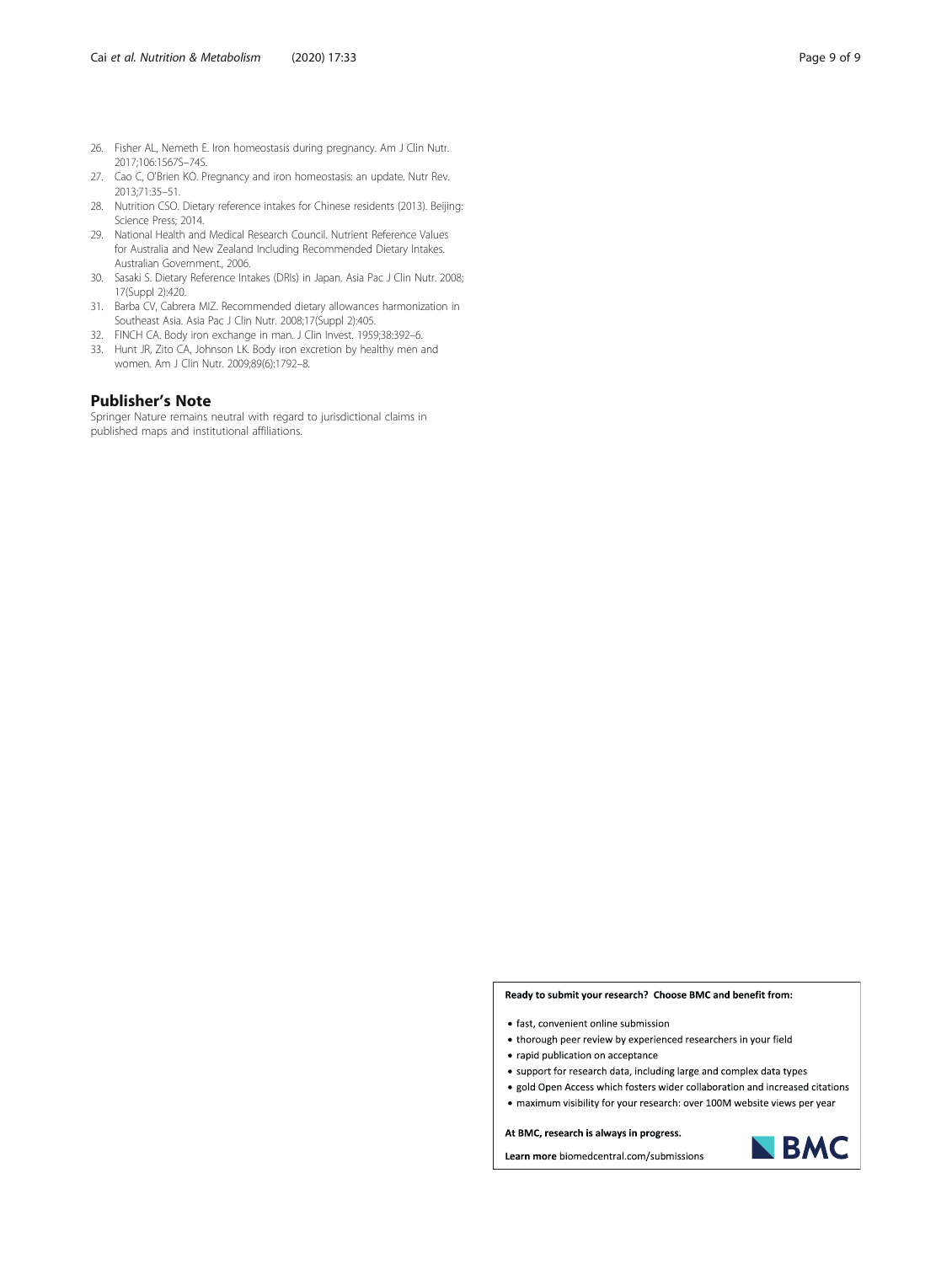26. Fisher AL, Nemeth E. Iron homeostasis during pregnancy. Am J Clin Nutr. 2017;106:1567S–74S.
27. Cao C, O'Brien KO. Pregnancy and iron homeostasis: an update. Nutr Rev. 2013;71:35–51.
28. Nutrition CSO. Dietary reference intakes for Chinese residents (2013). Beijing: Science Press; 2014.
29. National Health and Medical Research Council. Nutrient Reference Values for Australia and New Zealand Including Recommended Dietary Intakes. Australian Government., 2006.
30. Sasaki S. Dietary Reference Intakes (DRIs) in Japan. Asia Pac J Clin Nutr. 2008; 17(Suppl 2):420.
31. Barba CV, Cabrera MIZ. Recommended dietary allowances harmonization in Southeast Asia. Asia Pac J Clin Nutr. 2008;17(Suppl 2):405.
32. FINCH CA. Body iron exchange in man. J Clin Invest. 1959;38:392–6.
33. Hunt JR, Zito CA, Johnson LK. Body iron excretion by healthy men and women. Am J Clin Nutr. 2009;89(6):1792–8.

## Publisher's Note

Springer Nature remains neutral with regard to jurisdictional claims in published maps and institutional affiliations.

**Ready to submit your research? Choose BMC and benefit from:**

- fast, convenient online submission
- thorough peer review by experienced researchers in your field
- rapid publication on acceptance
- support for research data, including large and complex data types
- gold Open Access which fosters wider collaboration and increased citations
- maximum visibility for your research: over 100M website views per year

**At BMC, research is always in progress.**

**Learn more** biomedcentral.com/submissions

BMC